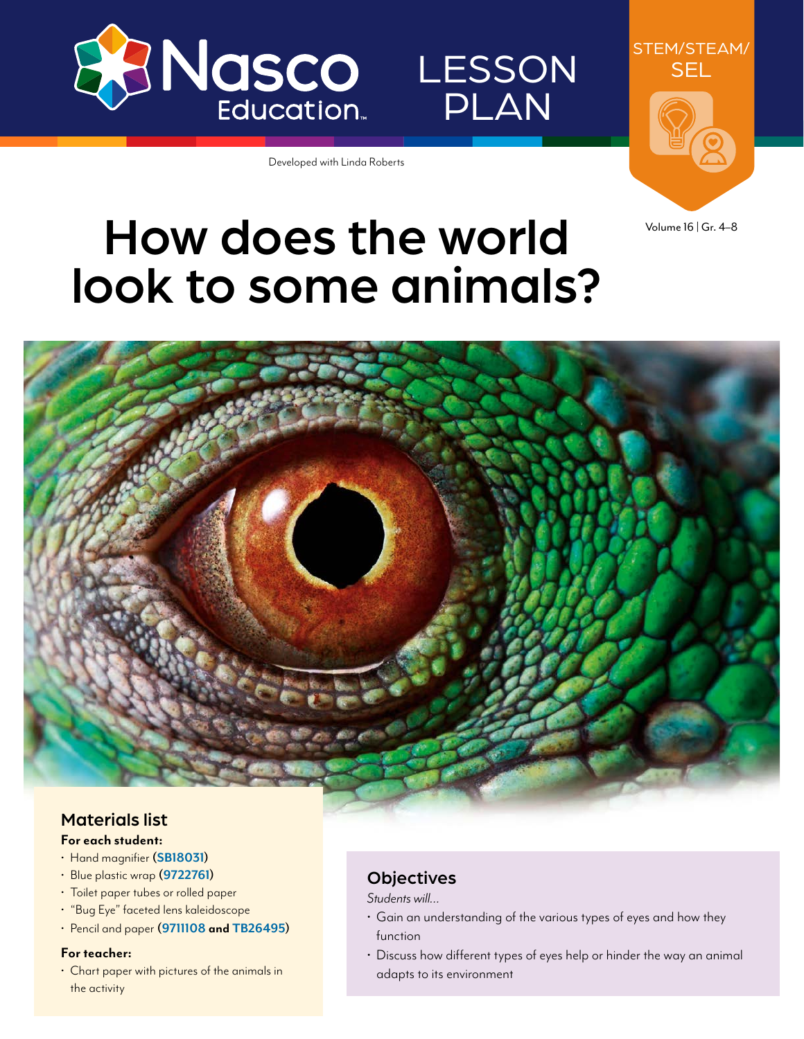Nasco Education

LESSON PLAN

STEM/STEAM/SEL

Developed with Linda Roberts

Volume 16 | Gr. 4–8

# How does the world look to some animals?

## Materials list

**For each student:**

- Hand magnifier (**SB18031**)
- Blue plastic wrap (**9722761**)
- Toilet paper tubes or rolled paper
- "Bug Eye" faceted lens kaleidoscope
- Pencil and paper (**9711108 and TB26495**)

**For teacher:**

- Chart paper with pictures of the animals in the activity

## Objectives

*Students will...*

- Gain an understanding of the various types of eyes and how they function
- Discuss how different types of eyes help or hinder the way an animal adapts to its environment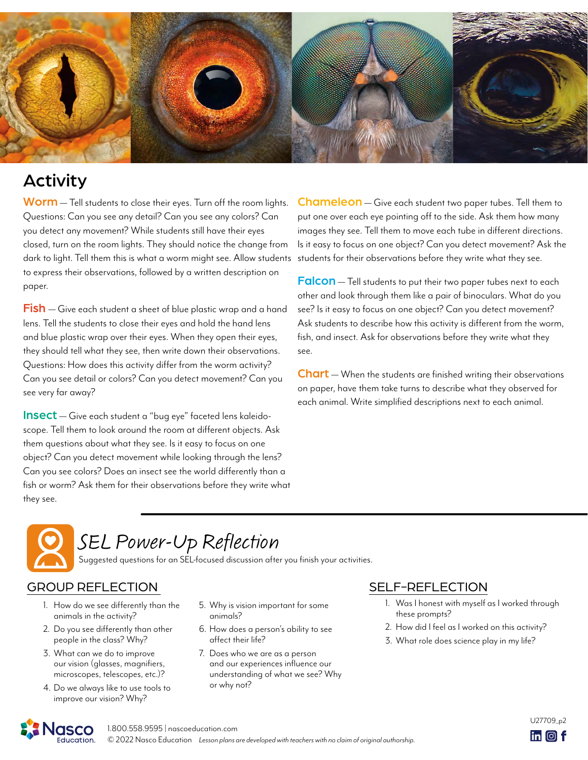## Activity

**Worm** — Tell students to close their eyes. Turn off the room lights. Questions: Can you see any detail? Can you see any colors? Can you detect any movement? While students still have their eyes closed, turn on the room lights. They should notice the change from dark to light. Tell them this is what a worm might see. Allow students to express their observations, followed by a written description on paper.

**Fish** — Give each student a sheet of blue plastic wrap and a hand lens. Tell the students to close their eyes and hold the hand lens and blue plastic wrap over their eyes. When they open their eyes, they should tell what they see, then write down their observations. Questions: How does this activity differ from the worm activity? Can you see detail or colors? Can you detect movement? Can you see very far away?

**Insect** — Give each student a "bug eye" faceted lens kaleidoscope. Tell them to look around the room at different objects. Ask them questions about what they see. Is it easy to focus on one object? Can you detect movement while looking through the lens? Can you see colors? Does an insect see the world differently than a fish or worm? Ask them for their observations before they write what they see.

**Chameleon** — Give each student two paper tubes. Tell them to put one over each eye pointing off to the side. Ask them how many images they see. Tell them to move each tube in different directions. Is it easy to focus on one object? Can you detect movement? Ask the students for their observations before they write what they see.

**Falcon** — Tell students to put their two paper tubes next to each other and look through them like a pair of binoculars. What do you see? Is it easy to focus on one object? Can you detect movement? Ask students to describe how this activity is different from the worm, fish, and insect. Ask for observations before they write what they see.

**Chart** — When the students are finished writing their observations on paper, have them take turns to describe what they observed for each animal. Write simplified descriptions next to each animal.

## *SEL Power-Up Reflection*

Suggested questions for an SEL-focused discussion after you finish your activities.

### GROUP REFLECTION

1. How do we see differently than the animals in the activity?
2. Do you see differently than other people in the class? Why?
3. What can we do to improve our vision (glasses, magnifiers, microscopes, telescopes, etc.)?
4. Do we always like to use tools to improve our vision? Why?
5. Why is vision important for some animals?
6. How does a person's ability to see affect their life?
7. Does who we are as a person and our experiences influence our understanding of what we see? Why or why not?

### SELF-REFLECTION

1. Was I honest with myself as I worked through these prompts?
2. How did I feel as I worked on this activity?
3. What role does science play in my life?

1.800.558.9595 | nascoeducation.com
© 2022 Nasco Education *Lesson plans are developed with teachers with no claim of original authorship.*

U27709_p2